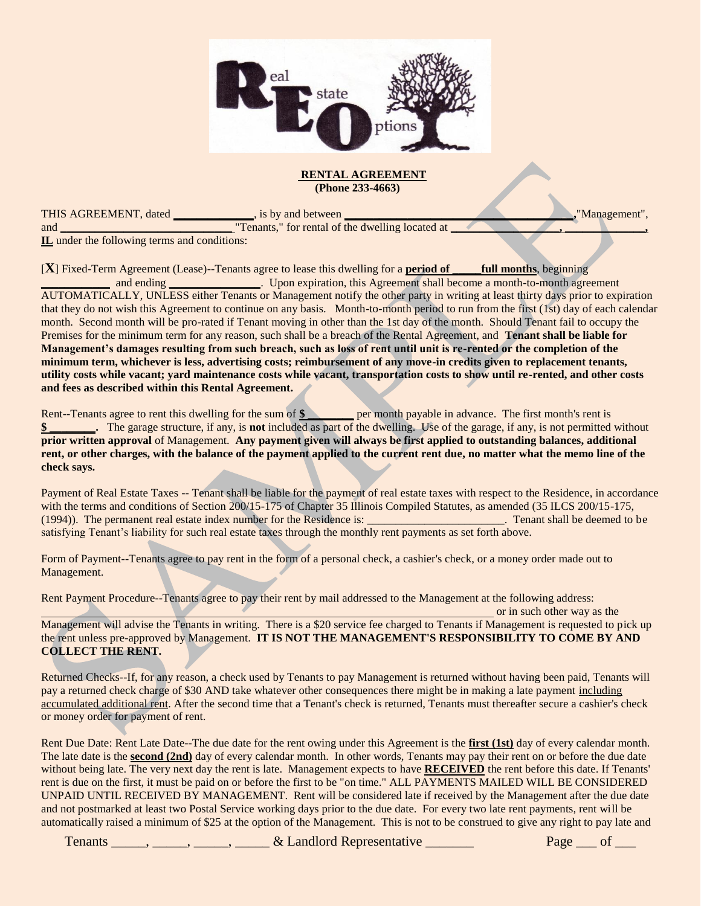## RENTAL AGREEMENT

**(Phone 233-4663)**

THIS AGREEMENT, dated _____________, is by and between ______________________________________,"Management", and _____________________________"Tenants," for rental of the dwelling located at _________________, _____________, **IL** under the following terms and conditions:

[**X**] Fixed-Term Agreement (Lease)--Tenants agree to lease this dwelling for a **period of _____full months**, beginning ___________ and ending _______________. Upon expiration, this Agreement shall become a month-to-month agreement AUTOMATICALLY, UNLESS either Tenants or Management notify the other party in writing at least thirty days prior to expiration that they do not wish this Agreement to continue on any basis. Month-to-month period to run from the first (1st) day of each calendar month. Second month will be pro-rated if Tenant moving in other than the 1st day of the month. Should Tenant fail to occupy the Premises for the minimum term for any reason, such shall be a breach of the Rental Agreement, and **Tenant shall be liable for Management's damages resulting from such breach, such as loss of rent until unit is re-rented or the completion of the minimum term, whichever is less, advertising costs; reimbursement of any move-in credits given to replacement tenants, utility costs while vacant; yard maintenance costs while vacant, transportation costs to show until re-rented, and other costs and fees as described within this Rental Agreement.**

Rent--Tenants agree to rent this dwelling for the sum of **$ _______** per month payable in advance. The first month's rent is **$ _______.** The garage structure, if any, is **not** included as part of the dwelling. Use of the garage, if any, is not permitted without **prior written approval** of Management. **Any payment given will always be first applied to outstanding balances, additional rent, or other charges, with the balance of the payment applied to the current rent due, no matter what the memo line of the check says.**

Payment of Real Estate Taxes -- Tenant shall be liable for the payment of real estate taxes with respect to the Residence, in accordance with the terms and conditions of Section 200/15-175 of Chapter 35 Illinois Compiled Statutes, as amended (35 ILCS 200/15-175, (1994)). The permanent real estate index number for the Residence is: _______________________. Tenant shall be deemed to be satisfying Tenant's liability for such real estate taxes through the monthly rent payments as set forth above.

Form of Payment--Tenants agree to pay rent in the form of a personal check, a cashier's check, or a money order made out to Management.

Rent Payment Procedure--Tenants agree to pay their rent by mail addressed to the Management at the following address: ___________________________________________________________________________ or in such other way as the Management will advise the Tenants in writing. There is a $20 service fee charged to Tenants if Management is requested to pick up the rent unless pre-approved by Management. **IT IS NOT THE MANAGEMENT'S RESPONSIBILITY TO COME BY AND COLLECT THE RENT.**

Returned Checks--If, for any reason, a check used by Tenants to pay Management is returned without having been paid, Tenants will pay a returned check charge of $30 AND take whatever other consequences there might be in making a late payment including accumulated additional rent. After the second time that a Tenant's check is returned, Tenants must thereafter secure a cashier's check or money order for payment of rent.

Rent Due Date: Rent Late Date--The due date for the rent owing under this Agreement is the **first (1st)** day of every calendar month. The late date is the **second (2nd)** day of every calendar month. In other words, Tenants may pay their rent on or before the due date without being late. The very next day the rent is late. Management expects to have **RECEIVED** the rent before this date. If Tenants' rent is due on the first, it must be paid on or before the first to be "on time." ALL PAYMENTS MAILED WILL BE CONSIDERED UNPAID UNTIL RECEIVED BY MANAGEMENT. Rent will be considered late if received by the Management after the due date and not postmarked at least two Postal Service working days prior to the due date. For every two late rent payments, rent will be automatically raised a minimum of $25 at the option of the Management. This is not to be construed to give any right to pay late and

Tenants _____, _____, _____, _____ & Landlord Representative _______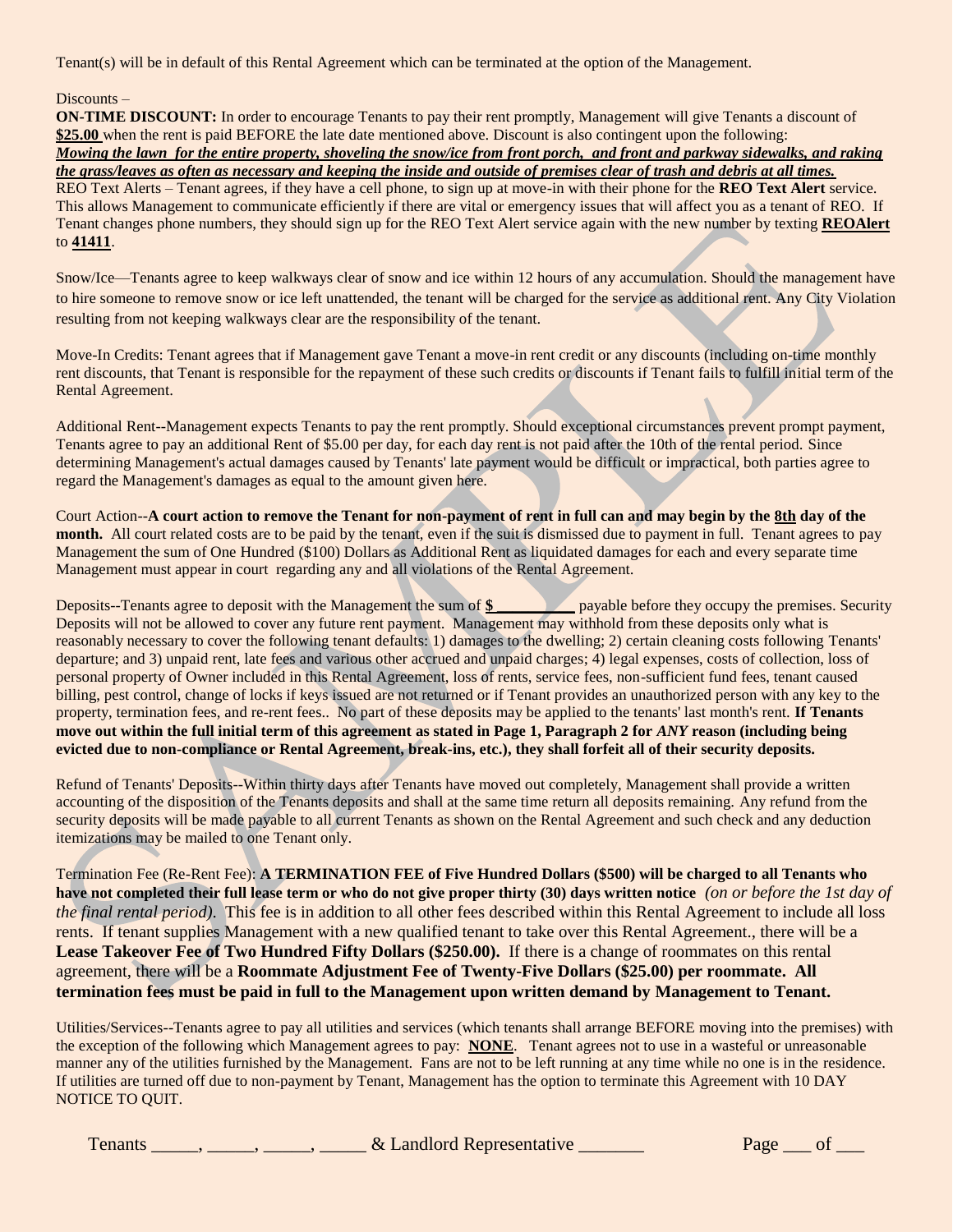Tenant(s) will be in default of this Rental Agreement which can be terminated at the option of the Management.

Discounts –

**ON-TIME DISCOUNT:** In order to encourage Tenants to pay their rent promptly, Management will give Tenants a discount of **$25.00** when the rent is paid BEFORE the late date mentioned above. Discount is also contingent upon the following: ***Mowing the lawn for the entire property, shoveling the snow/ice from front porch, and front and parkway sidewalks, and raking the grass/leaves as often as necessary and keeping the inside and outside of premises clear of trash and debris at all times.***

REO Text Alerts – Tenant agrees, if they have a cell phone, to sign up at move-in with their phone for the **REO Text Alert** service. This allows Management to communicate efficiently if there are vital or emergency issues that will affect you as a tenant of REO. If Tenant changes phone numbers, they should sign up for the REO Text Alert service again with the new number by texting **REOAlert** to **41411**.

Snow/Ice—Tenants agree to keep walkways clear of snow and ice within 12 hours of any accumulation. Should the management have to hire someone to remove snow or ice left unattended, the tenant will be charged for the service as additional rent. Any City Violation resulting from not keeping walkways clear are the responsibility of the tenant.

Move-In Credits: Tenant agrees that if Management gave Tenant a move-in rent credit or any discounts (including on-time monthly rent discounts, that Tenant is responsible for the repayment of these such credits or discounts if Tenant fails to fulfill initial term of the Rental Agreement.

Additional Rent--Management expects Tenants to pay the rent promptly. Should exceptional circumstances prevent prompt payment, Tenants agree to pay an additional Rent of $5.00 per day, for each day rent is not paid after the 10th of the rental period. Since determining Management's actual damages caused by Tenants' late payment would be difficult or impractical, both parties agree to regard the Management's damages as equal to the amount given here.

Court Action--**A court action to remove the Tenant for non-payment of rent in full can and may begin by the 8th day of the month.** All court related costs are to be paid by the tenant, even if the suit is dismissed due to payment in full. Tenant agrees to pay Management the sum of One Hundred ($100) Dollars as Additional Rent as liquidated damages for each and every separate time Management must appear in court regarding any and all violations of the Rental Agreement.

Deposits--Tenants agree to deposit with the Management the sum of **$ __________** payable before they occupy the premises. Security Deposits will not be allowed to cover any future rent payment. Management may withhold from these deposits only what is reasonably necessary to cover the following tenant defaults: 1) damages to the dwelling; 2) certain cleaning costs following Tenants' departure; and 3) unpaid rent, late fees and various other accrued and unpaid charges; 4) legal expenses, costs of collection, loss of personal property of Owner included in this Rental Agreement, loss of rents, service fees, non-sufficient fund fees, tenant caused billing, pest control, change of locks if keys issued are not returned or if Tenant provides an unauthorized person with any key to the property, termination fees, and re-rent fees.. No part of these deposits may be applied to the tenants' last month's rent. **If Tenants move out within the full initial term of this agreement as stated in Page 1, Paragraph 2 for *ANY* reason (including being evicted due to non-compliance or Rental Agreement, break-ins, etc.), they shall forfeit all of their security deposits.**

Refund of Tenants' Deposits--Within thirty days after Tenants have moved out completely, Management shall provide a written accounting of the disposition of the Tenants deposits and shall at the same time return all deposits remaining. Any refund from the security deposits will be made payable to all current Tenants as shown on the Rental Agreement and such check and any deduction itemizations may be mailed to one Tenant only.

Termination Fee (Re-Rent Fee): **A TERMINATION FEE of Five Hundred Dollars ($500) will be charged to all Tenants who have not completed their full lease term or who do not give proper thirty (30) days written notice** *(on or before the 1st day of the final rental period).* This fee is in addition to all other fees described within this Rental Agreement to include all loss rents. If tenant supplies Management with a new qualified tenant to take over this Rental Agreement., there will be a **Lease Takeover Fee of Two Hundred Fifty Dollars ($250.00).** If there is a change of roommates on this rental agreement, there will be a **Roommate Adjustment Fee of Twenty-Five Dollars ($25.00) per roommate. All termination fees must be paid in full to the Management upon written demand by Management to Tenant.**

Utilities/Services--Tenants agree to pay all utilities and services (which tenants shall arrange BEFORE moving into the premises) with the exception of the following which Management agrees to pay: **NONE**. Tenant agrees not to use in a wasteful or unreasonable manner any of the utilities furnished by the Management. Fans are not to be left running at any time while no one is in the residence. If utilities are turned off due to non-payment by Tenant, Management has the option to terminate this Agreement with 10 DAY NOTICE TO QUIT.

Tenants _____, _____, _____, _____ & Landlord Representative _______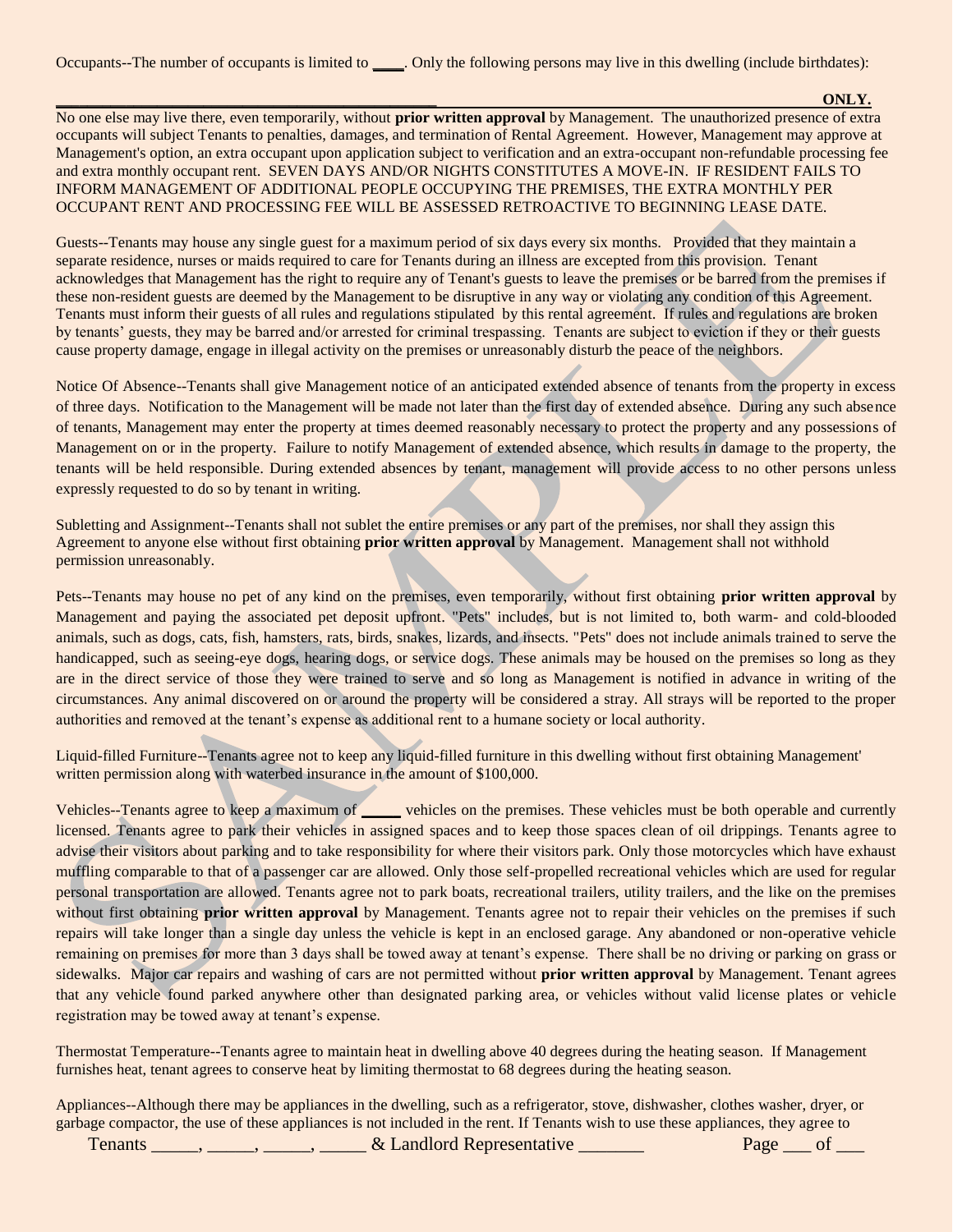Occupants--The number of occupants is limited to ____. Only the following persons may live in this dwelling (include birthdates):

______________________________________________________________________________________ **ONLY.**

No one else may live there, even temporarily, without **prior written approval** by Management. The unauthorized presence of extra occupants will subject Tenants to penalties, damages, and termination of Rental Agreement. However, Management may approve at Management's option, an extra occupant upon application subject to verification and an extra-occupant non-refundable processing fee and extra monthly occupant rent. SEVEN DAYS AND/OR NIGHTS CONSTITUTES A MOVE-IN. IF RESIDENT FAILS TO INFORM MANAGEMENT OF ADDITIONAL PEOPLE OCCUPYING THE PREMISES, THE EXTRA MONTHLY PER OCCUPANT RENT AND PROCESSING FEE WILL BE ASSESSED RETROACTIVE TO BEGINNING LEASE DATE.

Guests--Tenants may house any single guest for a maximum period of six days every six months. Provided that they maintain a separate residence, nurses or maids required to care for Tenants during an illness are excepted from this provision. Tenant acknowledges that Management has the right to require any of Tenant's guests to leave the premises or be barred from the premises if these non-resident guests are deemed by the Management to be disruptive in any way or violating any condition of this Agreement. Tenants must inform their guests of all rules and regulations stipulated by this rental agreement. If rules and regulations are broken by tenants' guests, they may be barred and/or arrested for criminal trespassing. Tenants are subject to eviction if they or their guests cause property damage, engage in illegal activity on the premises or unreasonably disturb the peace of the neighbors.

Notice Of Absence--Tenants shall give Management notice of an anticipated extended absence of tenants from the property in excess of three days. Notification to the Management will be made not later than the first day of extended absence. During any such absence of tenants, Management may enter the property at times deemed reasonably necessary to protect the property and any possessions of Management on or in the property. Failure to notify Management of extended absence, which results in damage to the property, the tenants will be held responsible. During extended absences by tenant, management will provide access to no other persons unless expressly requested to do so by tenant in writing.

Subletting and Assignment--Tenants shall not sublet the entire premises or any part of the premises, nor shall they assign this Agreement to anyone else without first obtaining **prior written approval** by Management. Management shall not withhold permission unreasonably.

Pets--Tenants may house no pet of any kind on the premises, even temporarily, without first obtaining **prior written approval** by Management and paying the associated pet deposit upfront. "Pets" includes, but is not limited to, both warm- and cold-blooded animals, such as dogs, cats, fish, hamsters, rats, birds, snakes, lizards, and insects. "Pets" does not include animals trained to serve the handicapped, such as seeing-eye dogs, hearing dogs, or service dogs. These animals may be housed on the premises so long as they are in the direct service of those they were trained to serve and so long as Management is notified in advance in writing of the circumstances. Any animal discovered on or around the property will be considered a stray. All strays will be reported to the proper authorities and removed at the tenant's expense as additional rent to a humane society or local authority.

Liquid-filled Furniture--Tenants agree not to keep any liquid-filled furniture in this dwelling without first obtaining Management' written permission along with waterbed insurance in the amount of $100,000.

Vehicles--Tenants agree to keep a maximum of _____ vehicles on the premises. These vehicles must be both operable and currently licensed. Tenants agree to park their vehicles in assigned spaces and to keep those spaces clean of oil drippings. Tenants agree to advise their visitors about parking and to take responsibility for where their visitors park. Only those motorcycles which have exhaust muffling comparable to that of a passenger car are allowed. Only those self-propelled recreational vehicles which are used for regular personal transportation are allowed. Tenants agree not to park boats, recreational trailers, utility trailers, and the like on the premises without first obtaining **prior written approval** by Management. Tenants agree not to repair their vehicles on the premises if such repairs will take longer than a single day unless the vehicle is kept in an enclosed garage. Any abandoned or non-operative vehicle remaining on premises for more than 3 days shall be towed away at tenant's expense. There shall be no driving or parking on grass or sidewalks. Major car repairs and washing of cars are not permitted without **prior written approval** by Management. Tenant agrees that any vehicle found parked anywhere other than designated parking area, or vehicles without valid license plates or vehicle registration may be towed away at tenant's expense.

Thermostat Temperature--Tenants agree to maintain heat in dwelling above 40 degrees during the heating season. If Management furnishes heat, tenant agrees to conserve heat by limiting thermostat to 68 degrees during the heating season.

Appliances--Although there may be appliances in the dwelling, such as a refrigerator, stove, dishwasher, clothes washer, dryer, or garbage compactor, the use of these appliances is not included in the rent. If Tenants wish to use these appliances, they agree to

Tenants _____, _____, _____, _____ & Landlord Representative _______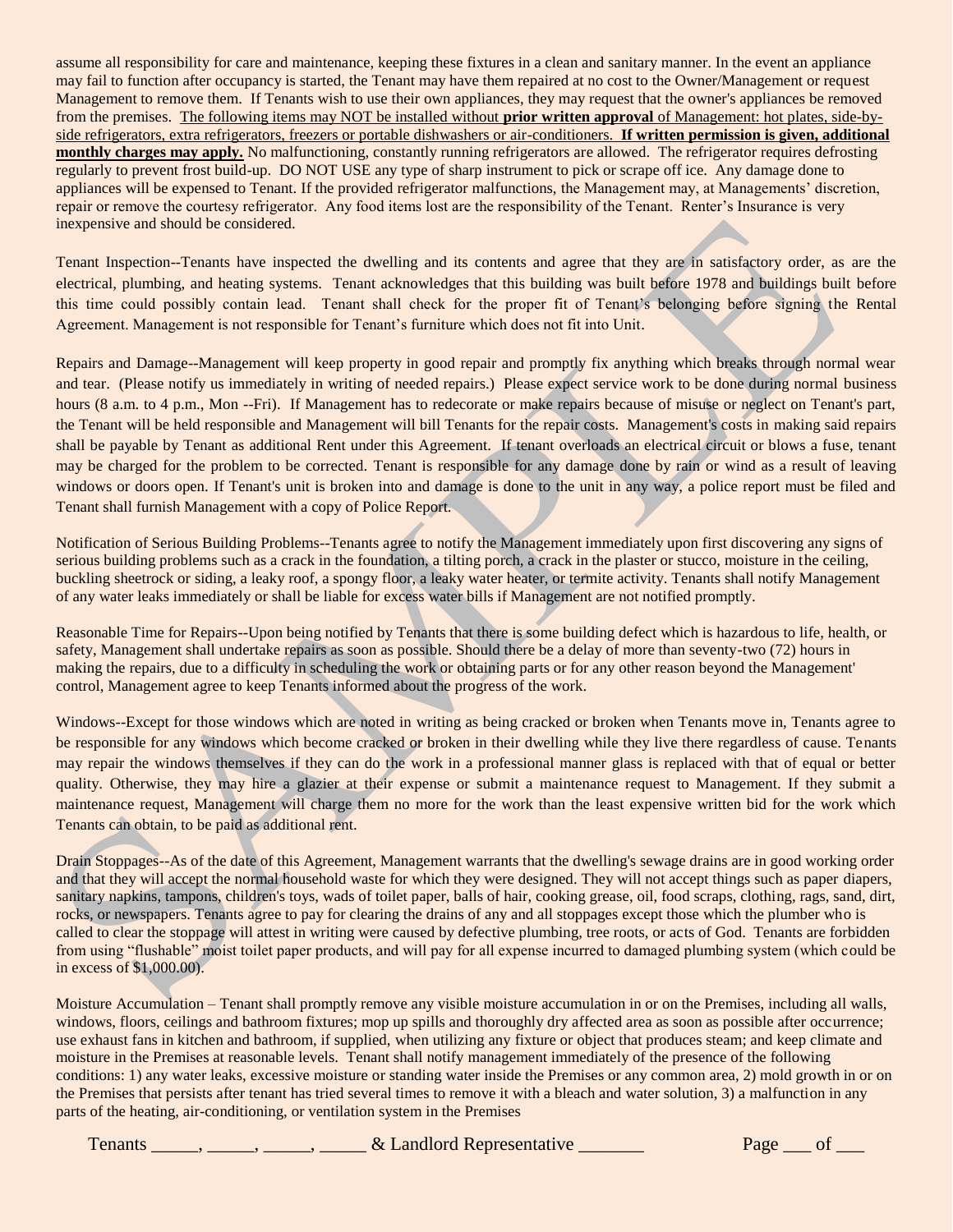assume all responsibility for care and maintenance, keeping these fixtures in a clean and sanitary manner. In the event an appliance may fail to function after occupancy is started, the Tenant may have them repaired at no cost to the Owner/Management or request Management to remove them. If Tenants wish to use their own appliances, they may request that the owner's appliances be removed from the premises. The following items may NOT be installed without **prior written approval** of Management: hot plates, side-by-side refrigerators, extra refrigerators, freezers or portable dishwashers or air-conditioners. **If written permission is given, additional monthly charges may apply.** No malfunctioning, constantly running refrigerators are allowed. The refrigerator requires defrosting regularly to prevent frost build-up. DO NOT USE any type of sharp instrument to pick or scrape off ice. Any damage done to appliances will be expensed to Tenant. If the provided refrigerator malfunctions, the Management may, at Managements' discretion, repair or remove the courtesy refrigerator. Any food items lost are the responsibility of the Tenant. Renter's Insurance is very inexpensive and should be considered.

Tenant Inspection--Tenants have inspected the dwelling and its contents and agree that they are in satisfactory order, as are the electrical, plumbing, and heating systems. Tenant acknowledges that this building was built before 1978 and buildings built before this time could possibly contain lead. Tenant shall check for the proper fit of Tenant's belonging before signing the Rental Agreement. Management is not responsible for Tenant's furniture which does not fit into Unit.

Repairs and Damage--Management will keep property in good repair and promptly fix anything which breaks through normal wear and tear. (Please notify us immediately in writing of needed repairs.) Please expect service work to be done during normal business hours (8 a.m. to 4 p.m., Mon --Fri). If Management has to redecorate or make repairs because of misuse or neglect on Tenant's part, the Tenant will be held responsible and Management will bill Tenants for the repair costs. Management's costs in making said repairs shall be payable by Tenant as additional Rent under this Agreement. If tenant overloads an electrical circuit or blows a fuse, tenant may be charged for the problem to be corrected. Tenant is responsible for any damage done by rain or wind as a result of leaving windows or doors open. If Tenant's unit is broken into and damage is done to the unit in any way, a police report must be filed and Tenant shall furnish Management with a copy of Police Report.

Notification of Serious Building Problems--Tenants agree to notify the Management immediately upon first discovering any signs of serious building problems such as a crack in the foundation, a tilting porch, a crack in the plaster or stucco, moisture in the ceiling, buckling sheetrock or siding, a leaky roof, a spongy floor, a leaky water heater, or termite activity. Tenants shall notify Management of any water leaks immediately or shall be liable for excess water bills if Management are not notified promptly.

Reasonable Time for Repairs--Upon being notified by Tenants that there is some building defect which is hazardous to life, health, or safety, Management shall undertake repairs as soon as possible. Should there be a delay of more than seventy-two (72) hours in making the repairs, due to a difficulty in scheduling the work or obtaining parts or for any other reason beyond the Management' control, Management agree to keep Tenants informed about the progress of the work.

Windows--Except for those windows which are noted in writing as being cracked or broken when Tenants move in, Tenants agree to be responsible for any windows which become cracked or broken in their dwelling while they live there regardless of cause. Tenants may repair the windows themselves if they can do the work in a professional manner glass is replaced with that of equal or better quality. Otherwise, they may hire a glazier at their expense or submit a maintenance request to Management. If they submit a maintenance request, Management will charge them no more for the work than the least expensive written bid for the work which Tenants can obtain, to be paid as additional rent.

Drain Stoppages--As of the date of this Agreement, Management warrants that the dwelling's sewage drains are in good working order and that they will accept the normal household waste for which they were designed. They will not accept things such as paper diapers, sanitary napkins, tampons, children's toys, wads of toilet paper, balls of hair, cooking grease, oil, food scraps, clothing, rags, sand, dirt, rocks, or newspapers. Tenants agree to pay for clearing the drains of any and all stoppages except those which the plumber who is called to clear the stoppage will attest in writing were caused by defective plumbing, tree roots, or acts of God. Tenants are forbidden from using "flushable" moist toilet paper products, and will pay for all expense incurred to damaged plumbing system (which could be in excess of $1,000.00).

Moisture Accumulation – Tenant shall promptly remove any visible moisture accumulation in or on the Premises, including all walls, windows, floors, ceilings and bathroom fixtures; mop up spills and thoroughly dry affected area as soon as possible after occurrence; use exhaust fans in kitchen and bathroom, if supplied, when utilizing any fixture or object that produces steam; and keep climate and moisture in the Premises at reasonable levels. Tenant shall notify management immediately of the presence of the following conditions: 1) any water leaks, excessive moisture or standing water inside the Premises or any common area, 2) mold growth in or on the Premises that persists after tenant has tried several times to remove it with a bleach and water solution, 3) a malfunction in any parts of the heating, air-conditioning, or ventilation system in the Premises

Tenants _____, _____, _____, _____ & Landlord Representative _______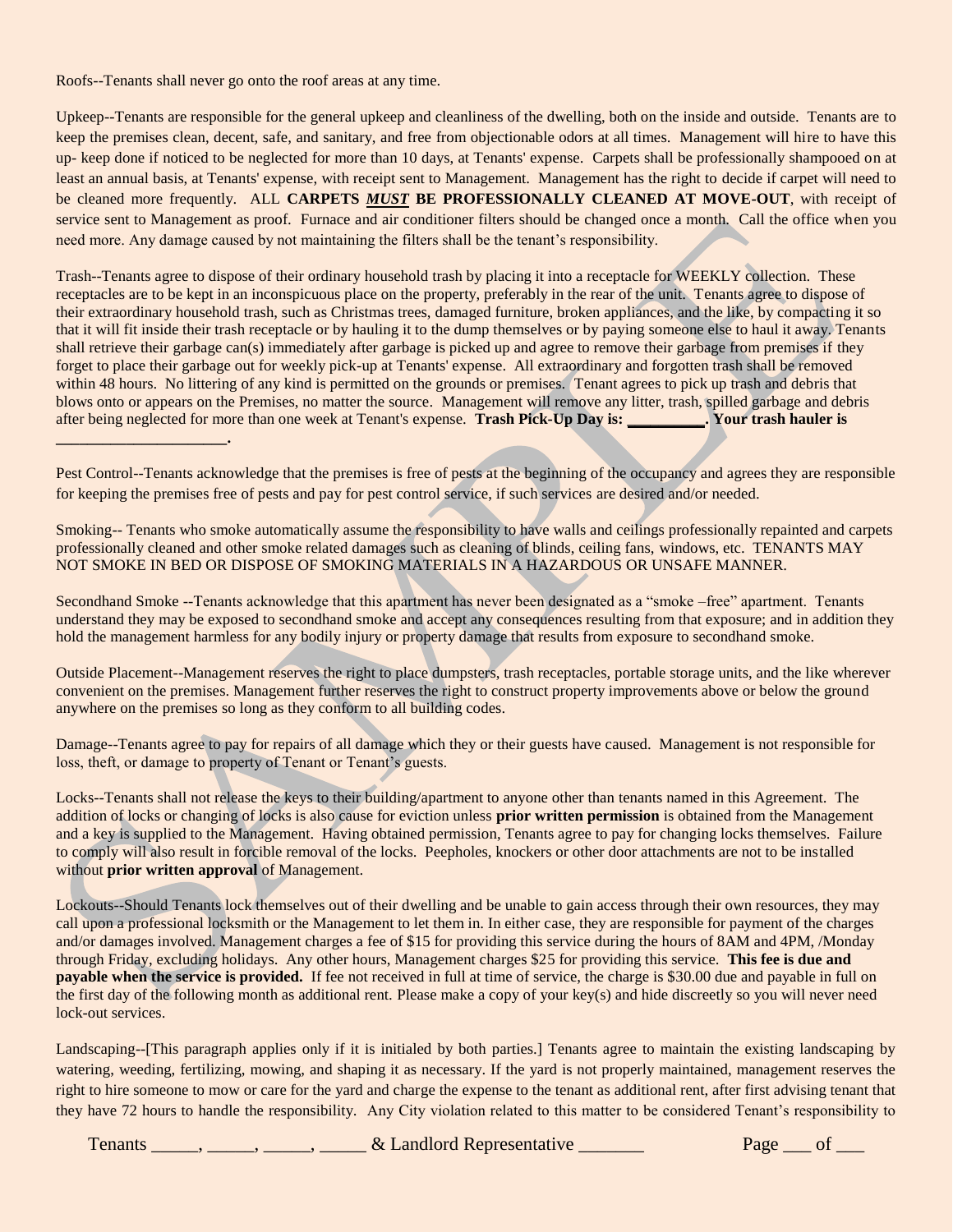Roofs--Tenants shall never go onto the roof areas at any time.

Upkeep--Tenants are responsible for the general upkeep and cleanliness of the dwelling, both on the inside and outside. Tenants are to keep the premises clean, decent, safe, and sanitary, and free from objectionable odors at all times. Management will hire to have this up- keep done if noticed to be neglected for more than 10 days, at Tenants' expense. Carpets shall be professionally shampooed on at least an annual basis, at Tenants' expense, with receipt sent to Management. Management has the right to decide if carpet will need to be cleaned more frequently. ALL **CARPETS _MUST_ BE PROFESSIONALLY CLEANED AT MOVE-OUT**, with receipt of service sent to Management as proof. Furnace and air conditioner filters should be changed once a month. Call the office when you need more. Any damage caused by not maintaining the filters shall be the tenant's responsibility.

Trash--Tenants agree to dispose of their ordinary household trash by placing it into a receptacle for WEEKLY collection. These receptacles are to be kept in an inconspicuous place on the property, preferably in the rear of the unit. Tenants agree to dispose of their extraordinary household trash, such as Christmas trees, damaged furniture, broken appliances, and the like, by compacting it so that it will fit inside their trash receptacle or by hauling it to the dump themselves or by paying someone else to haul it away. Tenants shall retrieve their garbage can(s) immediately after garbage is picked up and agree to remove their garbage from premises if they forget to place their garbage out for weekly pick-up at Tenants' expense. All extraordinary and forgotten trash shall be removed within 48 hours. No littering of any kind is permitted on the grounds or premises. Tenant agrees to pick up trash and debris that blows onto or appears on the Premises, no matter the source. Management will remove any litter, trash, spilled garbage and debris after being neglected for more than one week at Tenant's expense. **Trash Pick-Up Day is: __________. Your trash hauler is ______________________.**

Pest Control--Tenants acknowledge that the premises is free of pests at the beginning of the occupancy and agrees they are responsible for keeping the premises free of pests and pay for pest control service, if such services are desired and/or needed.

Smoking-- Tenants who smoke automatically assume the responsibility to have walls and ceilings professionally repainted and carpets professionally cleaned and other smoke related damages such as cleaning of blinds, ceiling fans, windows, etc. TENANTS MAY NOT SMOKE IN BED OR DISPOSE OF SMOKING MATERIALS IN A HAZARDOUS OR UNSAFE MANNER.

Secondhand Smoke --Tenants acknowledge that this apartment has never been designated as a "smoke –free" apartment. Tenants understand they may be exposed to secondhand smoke and accept any consequences resulting from that exposure; and in addition they hold the management harmless for any bodily injury or property damage that results from exposure to secondhand smoke.

Outside Placement--Management reserves the right to place dumpsters, trash receptacles, portable storage units, and the like wherever convenient on the premises. Management further reserves the right to construct property improvements above or below the ground anywhere on the premises so long as they conform to all building codes.

Damage--Tenants agree to pay for repairs of all damage which they or their guests have caused. Management is not responsible for loss, theft, or damage to property of Tenant or Tenant's guests.

Locks--Tenants shall not release the keys to their building/apartment to anyone other than tenants named in this Agreement. The addition of locks or changing of locks is also cause for eviction unless **prior written permission** is obtained from the Management and a key is supplied to the Management. Having obtained permission, Tenants agree to pay for changing locks themselves. Failure to comply will also result in forcible removal of the locks. Peepholes, knockers or other door attachments are not to be installed without **prior written approval** of Management.

Lockouts--Should Tenants lock themselves out of their dwelling and be unable to gain access through their own resources, they may call upon a professional locksmith or the Management to let them in. In either case, they are responsible for payment of the charges and/or damages involved. Management charges a fee of $15 for providing this service during the hours of 8AM and 4PM, /Monday through Friday, excluding holidays. Any other hours, Management charges $25 for providing this service. **This fee is due and payable when the service is provided.** If fee not received in full at time of service, the charge is $30.00 due and payable in full on the first day of the following month as additional rent. Please make a copy of your key(s) and hide discreetly so you will never need lock-out services.

Landscaping--[This paragraph applies only if it is initialed by both parties.] Tenants agree to maintain the existing landscaping by watering, weeding, fertilizing, mowing, and shaping it as necessary. If the yard is not properly maintained, management reserves the right to hire someone to mow or care for the yard and charge the expense to the tenant as additional rent, after first advising tenant that they have 72 hours to handle the responsibility. Any City violation related to this matter to be considered Tenant's responsibility to

Tenants _____, _____, _____, _____ & Landlord Representative _______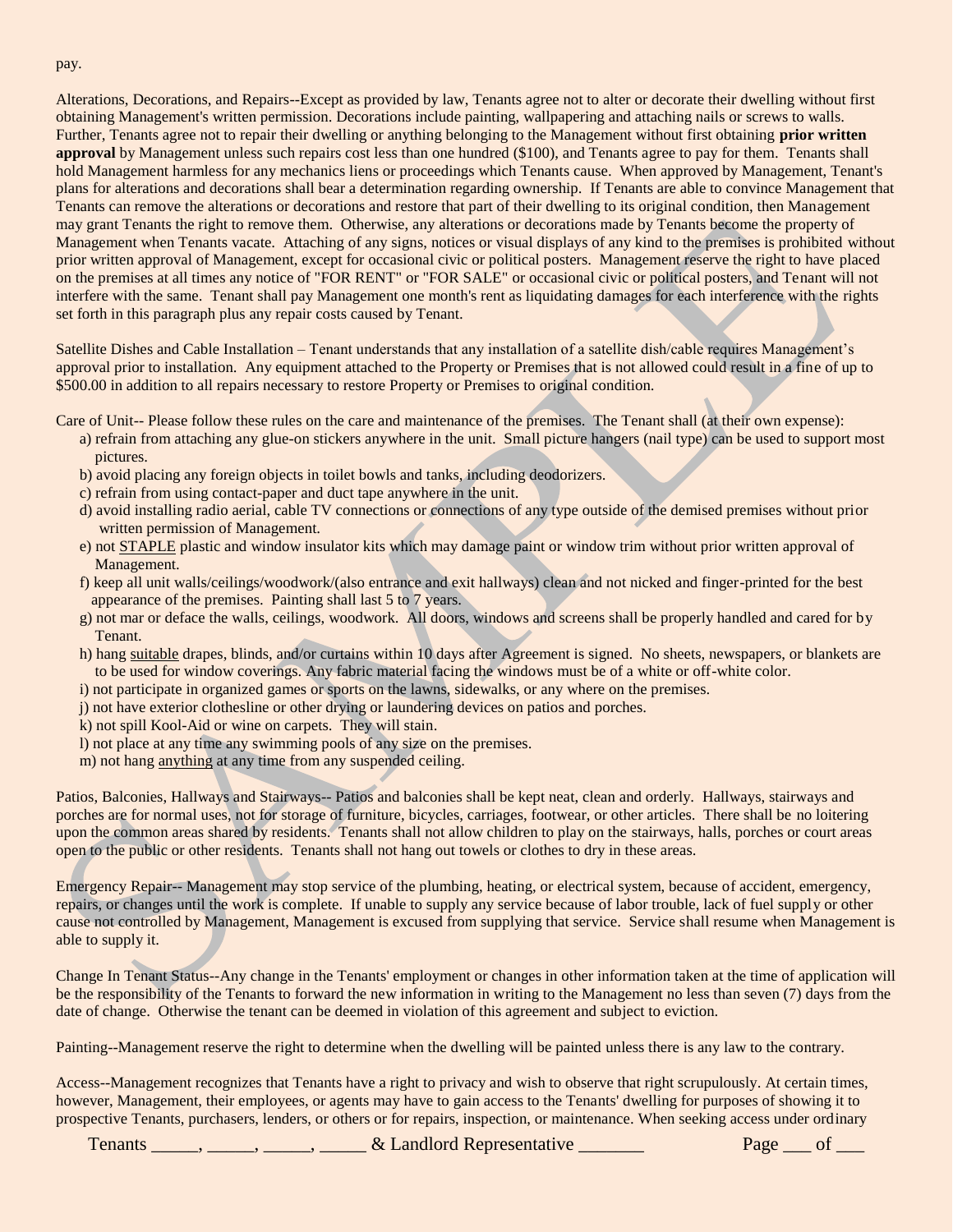pay.

Alterations, Decorations, and Repairs--Except as provided by law, Tenants agree not to alter or decorate their dwelling without first obtaining Management's written permission. Decorations include painting, wallpapering and attaching nails or screws to walls. Further, Tenants agree not to repair their dwelling or anything belonging to the Management without first obtaining **prior written approval** by Management unless such repairs cost less than one hundred ($100), and Tenants agree to pay for them. Tenants shall hold Management harmless for any mechanics liens or proceedings which Tenants cause. When approved by Management, Tenant's plans for alterations and decorations shall bear a determination regarding ownership. If Tenants are able to convince Management that Tenants can remove the alterations or decorations and restore that part of their dwelling to its original condition, then Management may grant Tenants the right to remove them. Otherwise, any alterations or decorations made by Tenants become the property of Management when Tenants vacate. Attaching of any signs, notices or visual displays of any kind to the premises is prohibited without prior written approval of Management, except for occasional civic or political posters. Management reserve the right to have placed on the premises at all times any notice of "FOR RENT" or "FOR SALE" or occasional civic or political posters, and Tenant will not interfere with the same. Tenant shall pay Management one month's rent as liquidating damages for each interference with the rights set forth in this paragraph plus any repair costs caused by Tenant.

Satellite Dishes and Cable Installation – Tenant understands that any installation of a satellite dish/cable requires Management's approval prior to installation. Any equipment attached to the Property or Premises that is not allowed could result in a fine of up to $500.00 in addition to all repairs necessary to restore Property or Premises to original condition.

Care of Unit-- Please follow these rules on the care and maintenance of the premises. The Tenant shall (at their own expense):

a) refrain from attaching any glue-on stickers anywhere in the unit. Small picture hangers (nail type) can be used to support most pictures.
b) avoid placing any foreign objects in toilet bowls and tanks, including deodorizers.
c) refrain from using contact-paper and duct tape anywhere in the unit.
d) avoid installing radio aerial, cable TV connections or connections of any type outside of the demised premises without prior written permission of Management.
e) not <u>STAPLE</u> plastic and window insulator kits which may damage paint or window trim without prior written approval of Management.
f) keep all unit walls/ceilings/woodwork/(also entrance and exit hallways) clean and not nicked and finger-printed for the best appearance of the premises. Painting shall last 5 to 7 years.
g) not mar or deface the walls, ceilings, woodwork. All doors, windows and screens shall be properly handled and cared for by Tenant.
h) hang <u>suitable</u> drapes, blinds, and/or curtains within 10 days after Agreement is signed. No sheets, newspapers, or blankets are to be used for window coverings. Any fabric material facing the windows must be of a white or off-white color.
i) not participate in organized games or sports on the lawns, sidewalks, or any where on the premises.
j) not have exterior clothesline or other drying or laundering devices on patios and porches.
k) not spill Kool-Aid or wine on carpets. They will stain.
l) not place at any time any swimming pools of any size on the premises.
m) not hang <u>anything</u> at any time from any suspended ceiling.

Patios, Balconies, Hallways and Stairways-- Patios and balconies shall be kept neat, clean and orderly. Hallways, stairways and porches are for normal uses, not for storage of furniture, bicycles, carriages, footwear, or other articles. There shall be no loitering upon the common areas shared by residents. Tenants shall not allow children to play on the stairways, halls, porches or court areas open to the public or other residents. Tenants shall not hang out towels or clothes to dry in these areas.

Emergency Repair-- Management may stop service of the plumbing, heating, or electrical system, because of accident, emergency, repairs, or changes until the work is complete. If unable to supply any service because of labor trouble, lack of fuel supply or other cause not controlled by Management, Management is excused from supplying that service. Service shall resume when Management is able to supply it.

Change In Tenant Status--Any change in the Tenants' employment or changes in other information taken at the time of application will be the responsibility of the Tenants to forward the new information in writing to the Management no less than seven (7) days from the date of change. Otherwise the tenant can be deemed in violation of this agreement and subject to eviction.

Painting--Management reserve the right to determine when the dwelling will be painted unless there is any law to the contrary.

Access--Management recognizes that Tenants have a right to privacy and wish to observe that right scrupulously. At certain times, however, Management, their employees, or agents may have to gain access to the Tenants' dwelling for purposes of showing it to prospective Tenants, purchasers, lenders, or others or for repairs, inspection, or maintenance. When seeking access under ordinary

Tenants _____, _____, _____, _____ & Landlord Representative _______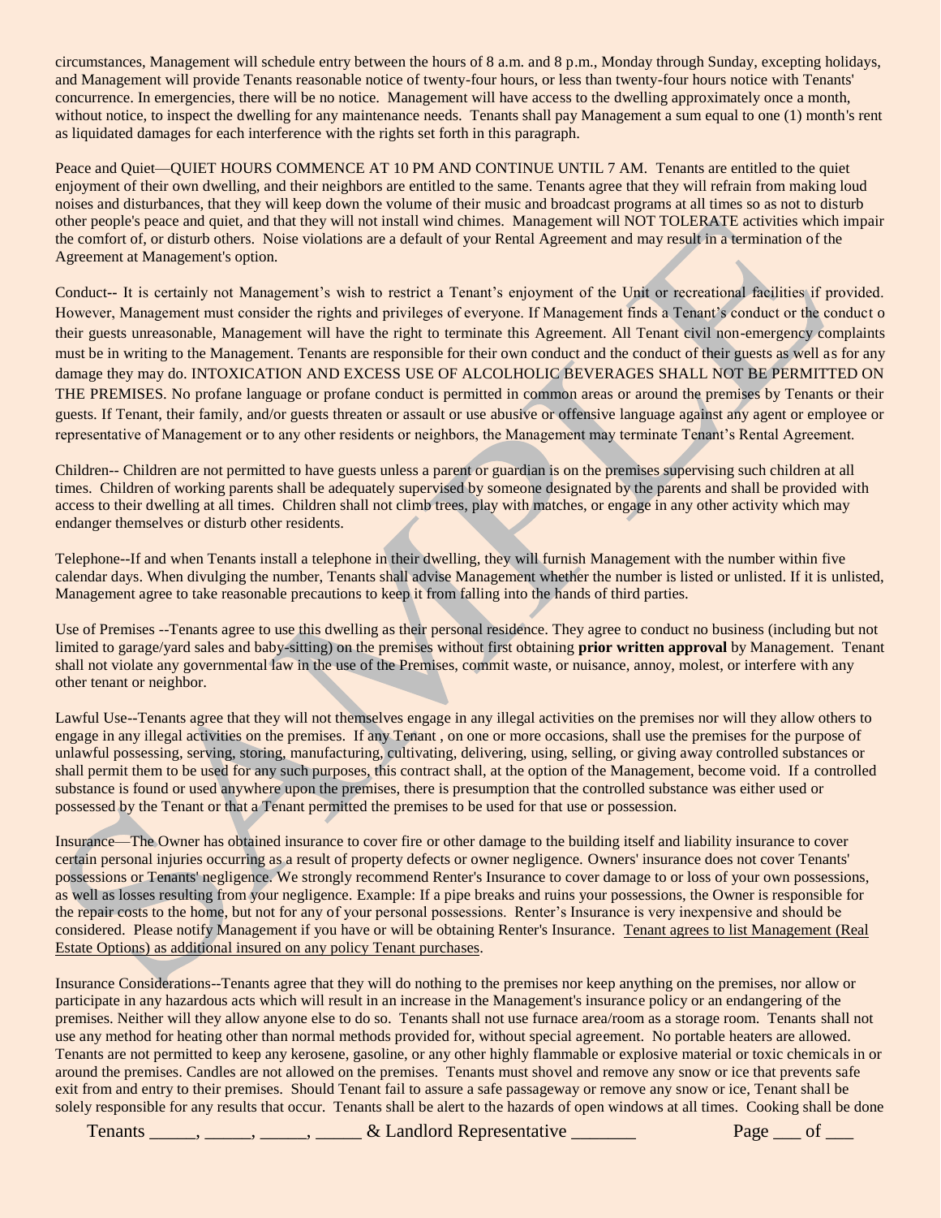circumstances, Management will schedule entry between the hours of 8 a.m. and 8 p.m., Monday through Sunday, excepting holidays, and Management will provide Tenants reasonable notice of twenty-four hours, or less than twenty-four hours notice with Tenants' concurrence. In emergencies, there will be no notice. Management will have access to the dwelling approximately once a month, without notice, to inspect the dwelling for any maintenance needs. Tenants shall pay Management a sum equal to one (1) month's rent as liquidated damages for each interference with the rights set forth in this paragraph.

Peace and Quiet—QUIET HOURS COMMENCE AT 10 PM AND CONTINUE UNTIL 7 AM. Tenants are entitled to the quiet enjoyment of their own dwelling, and their neighbors are entitled to the same. Tenants agree that they will refrain from making loud noises and disturbances, that they will keep down the volume of their music and broadcast programs at all times so as not to disturb other people's peace and quiet, and that they will not install wind chimes. Management will NOT TOLERATE activities which impair the comfort of, or disturb others. Noise violations are a default of your Rental Agreement and may result in a termination of the Agreement at Management's option.

Conduct-- It is certainly not Management's wish to restrict a Tenant's enjoyment of the Unit or recreational facilities if provided. However, Management must consider the rights and privileges of everyone. If Management finds a Tenant's conduct or the conduct o their guests unreasonable, Management will have the right to terminate this Agreement. All Tenant civil non-emergency complaints must be in writing to the Management. Tenants are responsible for their own conduct and the conduct of their guests as well as for any damage they may do. INTOXICATION AND EXCESS USE OF ALCOHOLIC BEVERAGES SHALL NOT BE PERMITTED ON THE PREMISES. No profane language or profane conduct is permitted in common areas or around the premises by Tenants or their guests. If Tenant, their family, and/or guests threaten or assault or use abusive or offensive language against any agent or employee or representative of Management or to any other residents or neighbors, the Management may terminate Tenant's Rental Agreement.

Children-- Children are not permitted to have guests unless a parent or guardian is on the premises supervising such children at all times. Children of working parents shall be adequately supervised by someone designated by the parents and shall be provided with access to their dwelling at all times. Children shall not climb trees, play with matches, or engage in any other activity which may endanger themselves or disturb other residents.

Telephone--If and when Tenants install a telephone in their dwelling, they will furnish Management with the number within five calendar days. When divulging the number, Tenants shall advise Management whether the number is listed or unlisted. If it is unlisted, Management agree to take reasonable precautions to keep it from falling into the hands of third parties.

Use of Premises --Tenants agree to use this dwelling as their personal residence. They agree to conduct no business (including but not limited to garage/yard sales and baby-sitting) on the premises without first obtaining **prior written approval** by Management. Tenant shall not violate any governmental law in the use of the Premises, commit waste, or nuisance, annoy, molest, or interfere with any other tenant or neighbor.

Lawful Use--Tenants agree that they will not themselves engage in any illegal activities on the premises nor will they allow others to engage in any illegal activities on the premises. If any Tenant , on one or more occasions, shall use the premises for the purpose of unlawful possessing, serving, storing, manufacturing, cultivating, delivering, using, selling, or giving away controlled substances or shall permit them to be used for any such purposes, this contract shall, at the option of the Management, become void. If a controlled substance is found or used anywhere upon the premises, there is presumption that the controlled substance was either used or possessed by the Tenant or that a Tenant permitted the premises to be used for that use or possession.

Insurance—The Owner has obtained insurance to cover fire or other damage to the building itself and liability insurance to cover certain personal injuries occurring as a result of property defects or owner negligence. Owners' insurance does not cover Tenants' possessions or Tenants' negligence. We strongly recommend Renter's Insurance to cover damage to or loss of your own possessions, as well as losses resulting from your negligence. Example: If a pipe breaks and ruins your possessions, the Owner is responsible for the repair costs to the home, but not for any of your personal possessions. Renter's Insurance is very inexpensive and should be considered. Please notify Management if you have or will be obtaining Renter's Insurance. Tenant agrees to list Management (Real Estate Options) as additional insured on any policy Tenant purchases.

Insurance Considerations--Tenants agree that they will do nothing to the premises nor keep anything on the premises, nor allow or participate in any hazardous acts which will result in an increase in the Management's insurance policy or an endangering of the premises. Neither will they allow anyone else to do so. Tenants shall not use furnace area/room as a storage room. Tenants shall not use any method for heating other than normal methods provided for, without special agreement. No portable heaters are allowed. Tenants are not permitted to keep any kerosene, gasoline, or any other highly flammable or explosive material or toxic chemicals in or around the premises. Candles are not allowed on the premises. Tenants must shovel and remove any snow or ice that prevents safe exit from and entry to their premises. Should Tenant fail to assure a safe passageway or remove any snow or ice, Tenant shall be solely responsible for any results that occur. Tenants shall be alert to the hazards of open windows at all times. Cooking shall be done

Tenants _____, _____, _____, _____ & Landlord Representative _______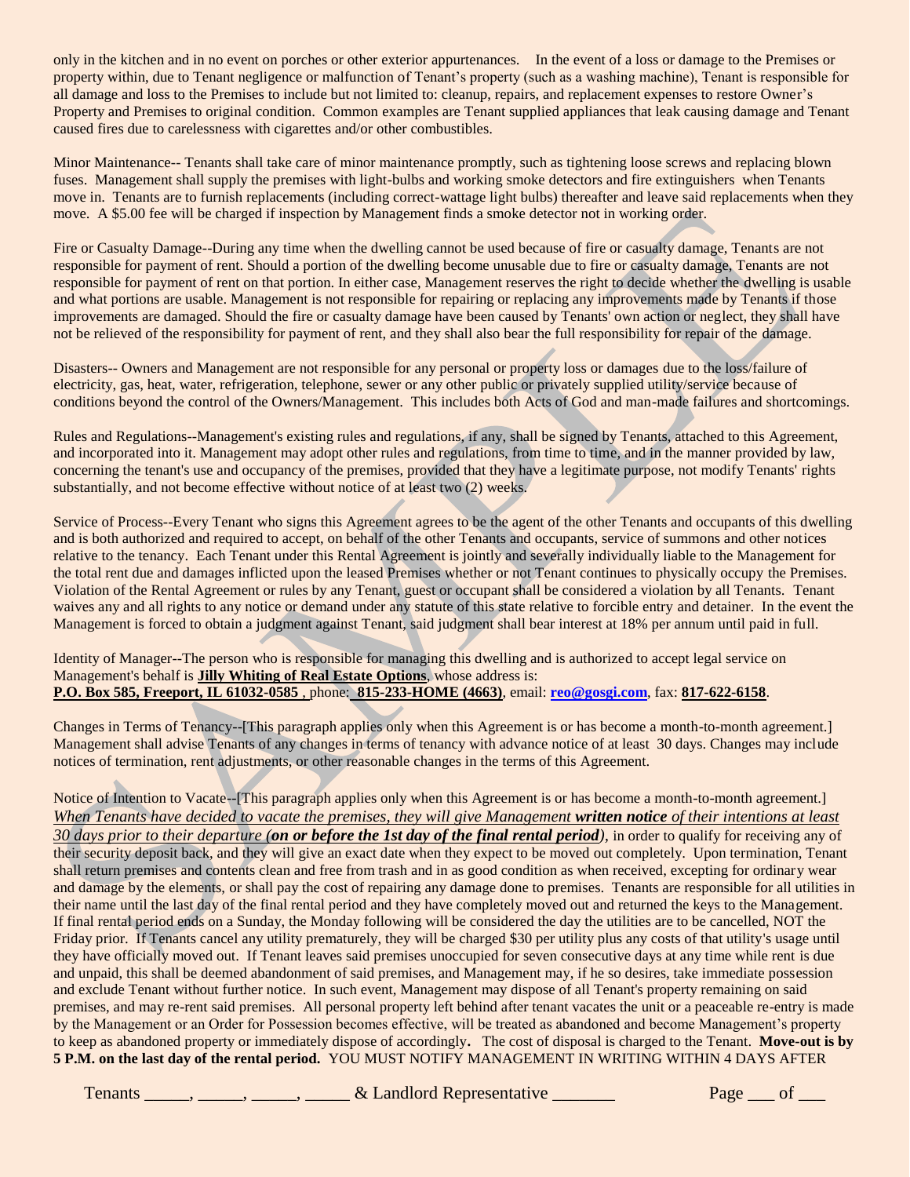only in the kitchen and in no event on porches or other exterior appurtenances. In the event of a loss or damage to the Premises or property within, due to Tenant negligence or malfunction of Tenant's property (such as a washing machine), Tenant is responsible for all damage and loss to the Premises to include but not limited to: cleanup, repairs, and replacement expenses to restore Owner's Property and Premises to original condition. Common examples are Tenant supplied appliances that leak causing damage and Tenant caused fires due to carelessness with cigarettes and/or other combustibles.

Minor Maintenance-- Tenants shall take care of minor maintenance promptly, such as tightening loose screws and replacing blown fuses. Management shall supply the premises with light-bulbs and working smoke detectors and fire extinguishers when Tenants move in. Tenants are to furnish replacements (including correct-wattage light bulbs) thereafter and leave said replacements when they move. A $5.00 fee will be charged if inspection by Management finds a smoke detector not in working order.

Fire or Casualty Damage--During any time when the dwelling cannot be used because of fire or casualty damage, Tenants are not responsible for payment of rent. Should a portion of the dwelling become unusable due to fire or casualty damage, Tenants are not responsible for payment of rent on that portion. In either case, Management reserves the right to decide whether the dwelling is usable and what portions are usable. Management is not responsible for repairing or replacing any improvements made by Tenants if those improvements are damaged. Should the fire or casualty damage have been caused by Tenants' own action or neglect, they shall have not be relieved of the responsibility for payment of rent, and they shall also bear the full responsibility for repair of the damage.

Disasters-- Owners and Management are not responsible for any personal or property loss or damages due to the loss/failure of electricity, gas, heat, water, refrigeration, telephone, sewer or any other public or privately supplied utility/service because of conditions beyond the control of the Owners/Management. This includes both Acts of God and man-made failures and shortcomings.

Rules and Regulations--Management's existing rules and regulations, if any, shall be signed by Tenants, attached to this Agreement, and incorporated into it. Management may adopt other rules and regulations, from time to time, and in the manner provided by law, concerning the tenant's use and occupancy of the premises, provided that they have a legitimate purpose, not modify Tenants' rights substantially, and not become effective without notice of at least two (2) weeks.

Service of Process--Every Tenant who signs this Agreement agrees to be the agent of the other Tenants and occupants of this dwelling and is both authorized and required to accept, on behalf of the other Tenants and occupants, service of summons and other notices relative to the tenancy. Each Tenant under this Rental Agreement is jointly and severally individually liable to the Management for the total rent due and damages inflicted upon the leased Premises whether or not Tenant continues to physically occupy the Premises. Violation of the Rental Agreement or rules by any Tenant, guest or occupant shall be considered a violation by all Tenants. Tenant waives any and all rights to any notice or demand under any statute of this state relative to forcible entry and detainer. In the event the Management is forced to obtain a judgment against Tenant, said judgment shall bear interest at 18% per annum until paid in full.

Identity of Manager--The person who is responsible for managing this dwelling and is authorized to accept legal service on Management's behalf is **Jilly Whiting of Real Estate Options**, whose address is:
**P.O. Box 585, Freeport, IL 61032-0585** , phone: **815-233-HOME (4663)**, email: **reo@gosgi.com**, fax: **817-622-6158**.

Changes in Terms of Tenancy--[This paragraph applies only when this Agreement is or has become a month-to-month agreement.] Management shall advise Tenants of any changes in terms of tenancy with advance notice of at least 30 days. Changes may include notices of termination, rent adjustments, or other reasonable changes in the terms of this Agreement.

Notice of Intention to Vacate--[This paragraph applies only when this Agreement is or has become a month-to-month agreement.] *When Tenants have decided to vacate the premises, they will give Management **written notice** of their intentions at least 30 days prior to their departure (**on or before the 1st day of the final rental period**)*, in order to qualify for receiving any of their security deposit back, and they will give an exact date when they expect to be moved out completely. Upon termination, Tenant shall return premises and contents clean and free from trash and in as good condition as when received, excepting for ordinary wear and damage by the elements, or shall pay the cost of repairing any damage done to premises. Tenants are responsible for all utilities in their name until the last day of the final rental period and they have completely moved out and returned the keys to the Management. If final rental period ends on a Sunday, the Monday following will be considered the day the utilities are to be cancelled, NOT the Friday prior. If Tenants cancel any utility prematurely, they will be charged $30 per utility plus any costs of that utility's usage until they have officially moved out. If Tenant leaves said premises unoccupied for seven consecutive days at any time while rent is due and unpaid, this shall be deemed abandonment of said premises, and Management may, if he so desires, take immediate possession and exclude Tenant without further notice. In such event, Management may dispose of all Tenant's property remaining on said premises, and may re-rent said premises. All personal property left behind after tenant vacates the unit or a peaceable re-entry is made by the Management or an Order for Possession becomes effective, will be treated as abandoned and become Management's property to keep as abandoned property or immediately dispose of accordingly. The cost of disposal is charged to the Tenant. **Move-out is by 5 P.M. on the last day of the rental period.** YOU MUST NOTIFY MANAGEMENT IN WRITING WITHIN 4 DAYS AFTER

Tenants _____, _____, _____, _____ & Landlord Representative _______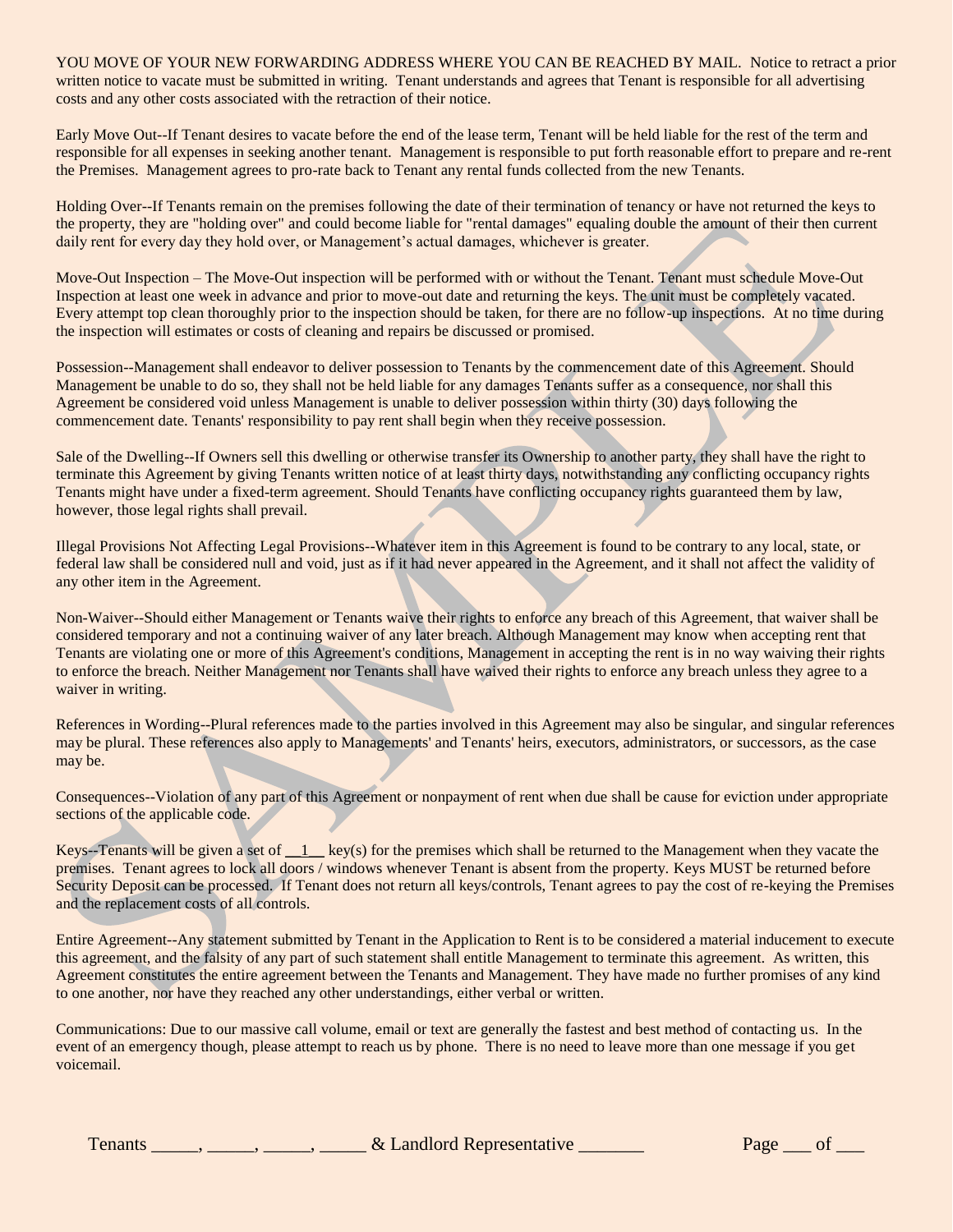YOU MOVE OF YOUR NEW FORWARDING ADDRESS WHERE YOU CAN BE REACHED BY MAIL. Notice to retract a prior written notice to vacate must be submitted in writing. Tenant understands and agrees that Tenant is responsible for all advertising costs and any other costs associated with the retraction of their notice.

Early Move Out--If Tenant desires to vacate before the end of the lease term, Tenant will be held liable for the rest of the term and responsible for all expenses in seeking another tenant. Management is responsible to put forth reasonable effort to prepare and re-rent the Premises. Management agrees to pro-rate back to Tenant any rental funds collected from the new Tenants.

Holding Over--If Tenants remain on the premises following the date of their termination of tenancy or have not returned the keys to the property, they are "holding over" and could become liable for "rental damages" equaling double the amount of their then current daily rent for every day they hold over, or Management's actual damages, whichever is greater.

Move-Out Inspection – The Move-Out inspection will be performed with or without the Tenant. Tenant must schedule Move-Out Inspection at least one week in advance and prior to move-out date and returning the keys. The unit must be completely vacated. Every attempt top clean thoroughly prior to the inspection should be taken, for there are no follow-up inspections. At no time during the inspection will estimates or costs of cleaning and repairs be discussed or promised.

Possession--Management shall endeavor to deliver possession to Tenants by the commencement date of this Agreement. Should Management be unable to do so, they shall not be held liable for any damages Tenants suffer as a consequence, nor shall this Agreement be considered void unless Management is unable to deliver possession within thirty (30) days following the commencement date. Tenants' responsibility to pay rent shall begin when they receive possession.

Sale of the Dwelling--If Owners sell this dwelling or otherwise transfer its Ownership to another party, they shall have the right to terminate this Agreement by giving Tenants written notice of at least thirty days, notwithstanding any conflicting occupancy rights Tenants might have under a fixed-term agreement. Should Tenants have conflicting occupancy rights guaranteed them by law, however, those legal rights shall prevail.

Illegal Provisions Not Affecting Legal Provisions--Whatever item in this Agreement is found to be contrary to any local, state, or federal law shall be considered null and void, just as if it had never appeared in the Agreement, and it shall not affect the validity of any other item in the Agreement.

Non-Waiver--Should either Management or Tenants waive their rights to enforce any breach of this Agreement, that waiver shall be considered temporary and not a continuing waiver of any later breach. Although Management may know when accepting rent that Tenants are violating one or more of this Agreement's conditions, Management in accepting the rent is in no way waiving their rights to enforce the breach. Neither Management nor Tenants shall have waived their rights to enforce any breach unless they agree to a waiver in writing.

References in Wording--Plural references made to the parties involved in this Agreement may also be singular, and singular references may be plural. These references also apply to Managements' and Tenants' heirs, executors, administrators, or successors, as the case may be.

Consequences--Violation of any part of this Agreement or nonpayment of rent when due shall be cause for eviction under appropriate sections of the applicable code.

Keys--Tenants will be given a set of __1__ key(s) for the premises which shall be returned to the Management when they vacate the premises. Tenant agrees to lock all doors / windows whenever Tenant is absent from the property. Keys MUST be returned before Security Deposit can be processed. If Tenant does not return all keys/controls, Tenant agrees to pay the cost of re-keying the Premises and the replacement costs of all controls.

Entire Agreement--Any statement submitted by Tenant in the Application to Rent is to be considered a material inducement to execute this agreement, and the falsity of any part of such statement shall entitle Management to terminate this agreement. As written, this Agreement constitutes the entire agreement between the Tenants and Management. They have made no further promises of any kind to one another, nor have they reached any other understandings, either verbal or written.

Communications: Due to our massive call volume, email or text are generally the fastest and best method of contacting us. In the event of an emergency though, please attempt to reach us by phone. There is no need to leave more than one message if you get voicemail.

Tenants _____, _____, _____, _____ & Landlord Representative _______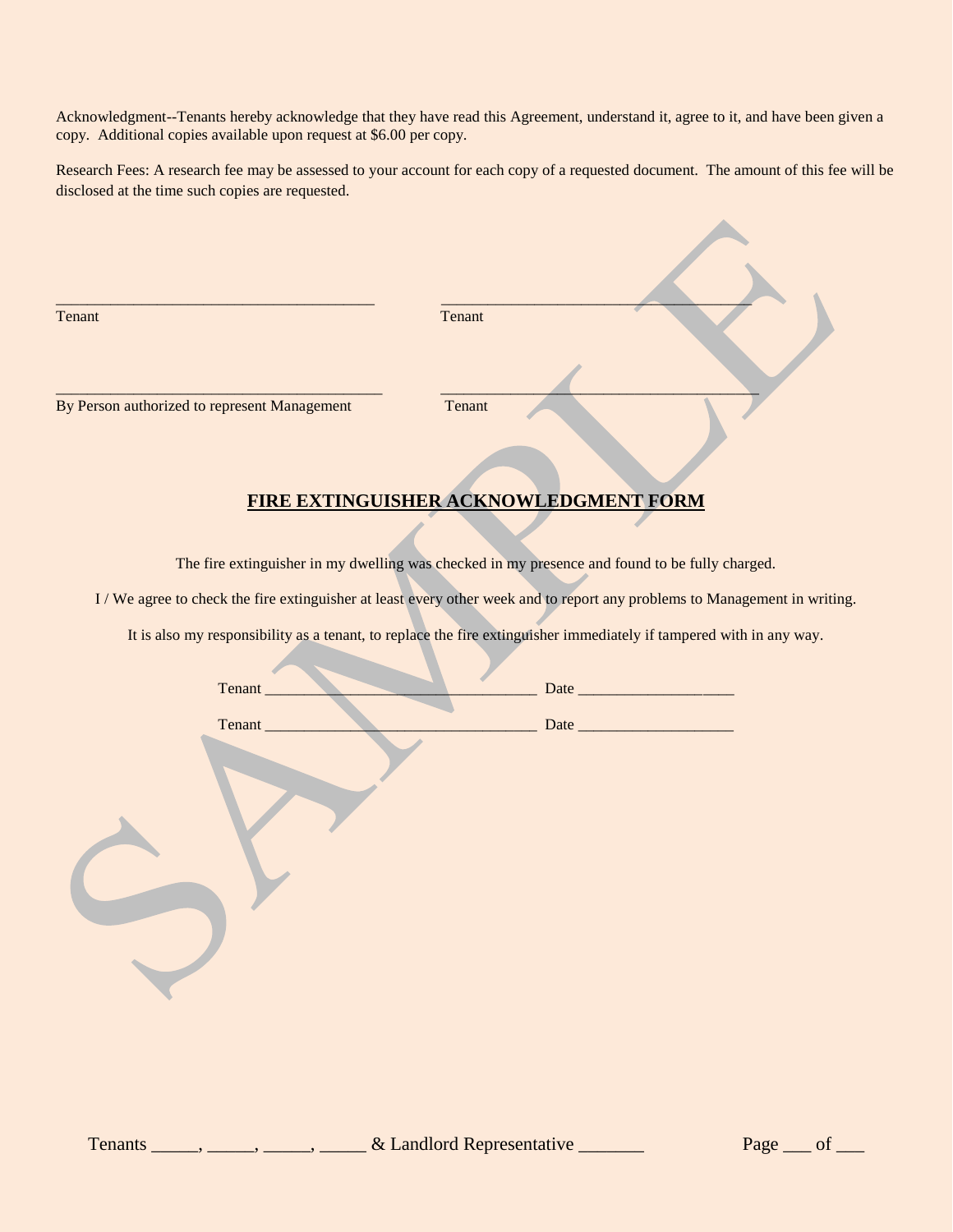Acknowledgment--Tenants hereby acknowledge that they have read this Agreement, understand it, agree to it, and have been given a copy. Additional copies available upon request at $6.00 per copy.

Research Fees: A research fee may be assessed to your account for each copy of a requested document. The amount of this fee will be disclosed at the time such copies are requested.

______________________________________ ______________________________________
Tenant Tenant

______________________________________ ______________________________________
By Person authorized to represent Management Tenant

## FIRE EXTINGUISHER ACKNOWLEDGMENT FORM

The fire extinguisher in my dwelling was checked in my presence and found to be fully charged.

I / We agree to check the fire extinguisher at least every other week and to report any problems to Management in writing.

It is also my responsibility as a tenant, to replace the fire extinguisher immediately if tampered with in any way.

Tenant __________________________________ Date ___________________

Tenant __________________________________ Date ___________________

Tenants _____, _____, _____, _____ & Landlord Representative _______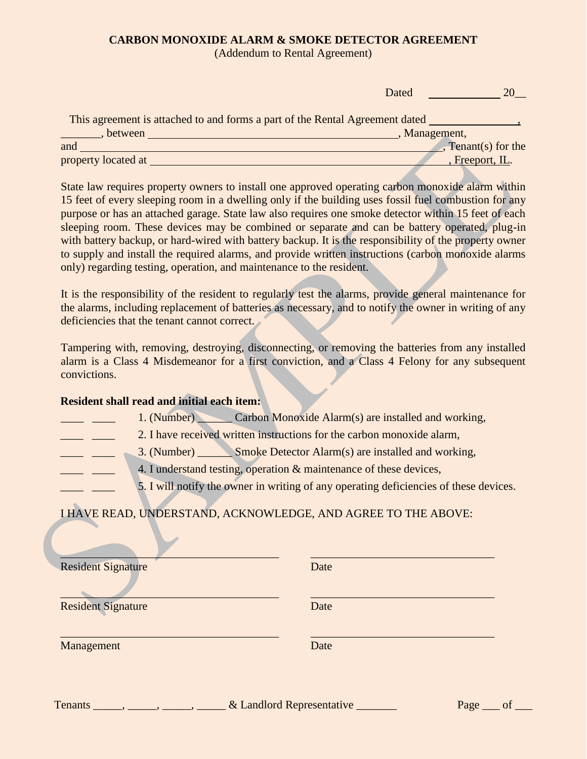**CARBON MONOXIDE ALARM & SMOKE DETECTOR AGREEMENT**

(Addendum to Rental Agreement)

Dated ____________ 20__

This agreement is attached to and forms a part of the Rental Agreement dated ______________, _______, between __________________________________________, Management, and ______________________________________________________________, Tenant(s) for the property located at ____________________________________________________, Freeport, IL.

State law requires property owners to install one approved operating carbon monoxide alarm within 15 feet of every sleeping room in a dwelling only if the building uses fossil fuel combustion for any purpose or has an attached garage. State law also requires one smoke detector within 15 feet of each sleeping room. These devices may be combined or separate and can be battery operated, plug-in with battery backup, or hard-wired with battery backup. It is the responsibility of the property owner to supply and install the required alarms, and provide written instructions (carbon monoxide alarms only) regarding testing, operation, and maintenance to the resident.

It is the responsibility of the resident to regularly test the alarms, provide general maintenance for the alarms, including replacement of batteries as necessary, and to notify the owner in writing of any deficiencies that the tenant cannot correct.

Tampering with, removing, destroying, disconnecting, or removing the batteries from any installed alarm is a Class 4 Misdemeanor for a first conviction, and a Class 4 Felony for any subsequent convictions.

**Resident shall read and initial each item:**

____ ____ 1. (Number) ______ Carbon Monoxide Alarm(s) are installed and working,

____ ____ 2. I have received written instructions for the carbon monoxide alarm,

____ ____ 3. (Number) ______ Smoke Detector Alarm(s) are installed and working,

____ ____ 4. I understand testing, operation & maintenance of these devices,

____ ____ 5. I will notify the owner in writing of any operating deficiencies of these devices.

I HAVE READ, UNDERSTAND, ACKNOWLEDGE, AND AGREE TO THE ABOVE:

___________________________________ ______________________________

Resident Signature Date

___________________________________ ______________________________

Resident Signature Date

___________________________________ ______________________________

Management Date

Tenants _____, _____, _____, _____ & Landlord Representative _______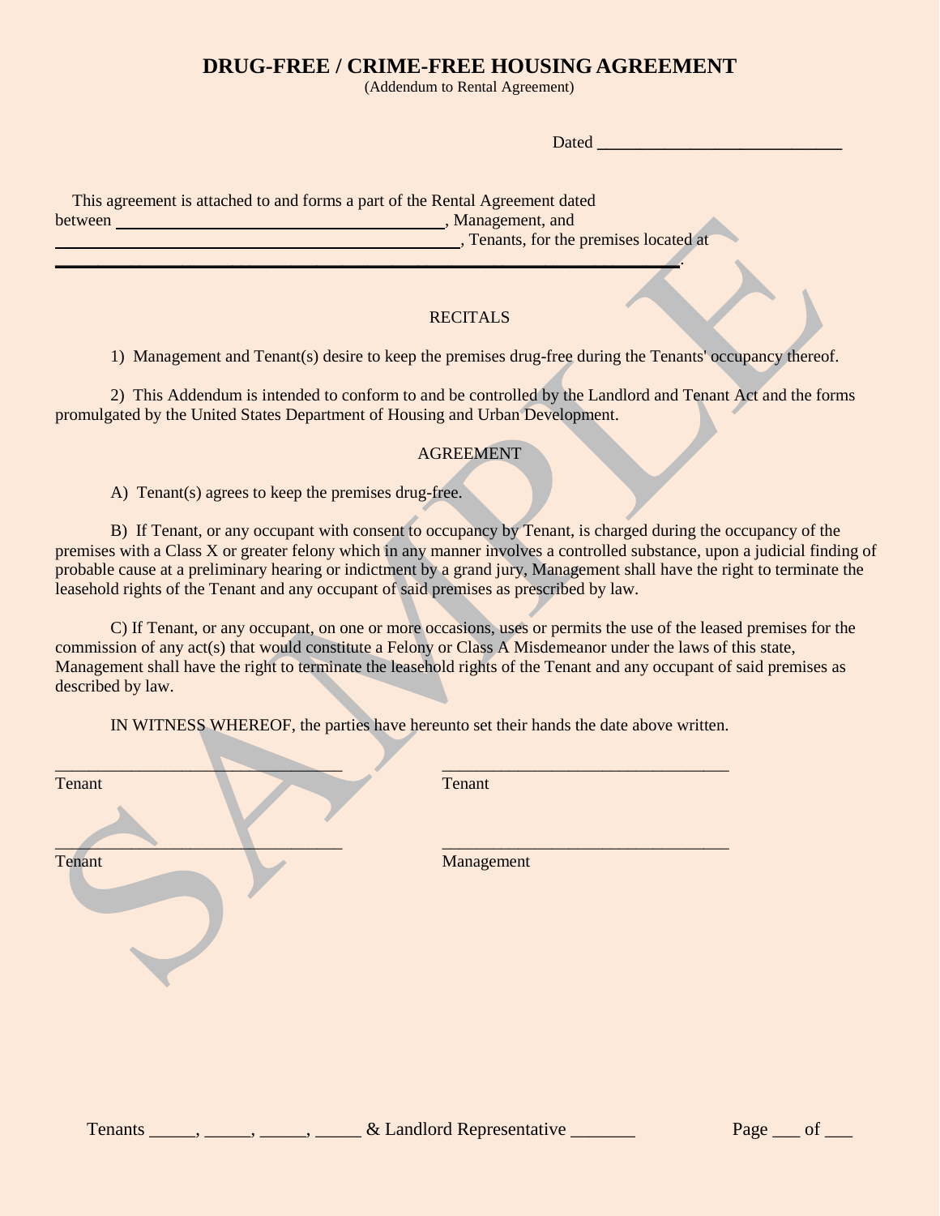# DRUG-FREE / CRIME-FREE HOUSING AGREEMENT

(Addendum to Rental Agreement)

Dated ____________________________

This agreement is attached to and forms a part of the Rental Agreement dated between ________________________________________, Management, and ______________________________________________, Tenants, for the premises located at ___________________________________________________________________________.

RECITALS

1) Management and Tenant(s) desire to keep the premises drug-free during the Tenants' occupancy thereof.

2) This Addendum is intended to conform to and be controlled by the Landlord and Tenant Act and the forms promulgated by the United States Department of Housing and Urban Development.

AGREEMENT

A) Tenant(s) agrees to keep the premises drug-free.

B) If Tenant, or any occupant with consent to occupancy by Tenant, is charged during the occupancy of the premises with a Class X or greater felony which in any manner involves a controlled substance, upon a judicial finding of probable cause at a preliminary hearing or indictment by a grand jury, Management shall have the right to terminate the leasehold rights of the Tenant and any occupant of said premises as prescribed by law.

C) If Tenant, or any occupant, on one or more occasions, uses or permits the use of the leased premises for the commission of any act(s) that would constitute a Felony or Class A Misdemeanor under the laws of this state, Management shall have the right to terminate the leasehold rights of the Tenant and any occupant of said premises as described by law.

IN WITNESS WHEREOF, the parties have hereunto set their hands the date above written.

_________________________________ Tenant

_________________________________ Tenant

_________________________________ Tenant

_________________________________ Management

Tenants _____, _____, _____, _____ & Landlord Representative _______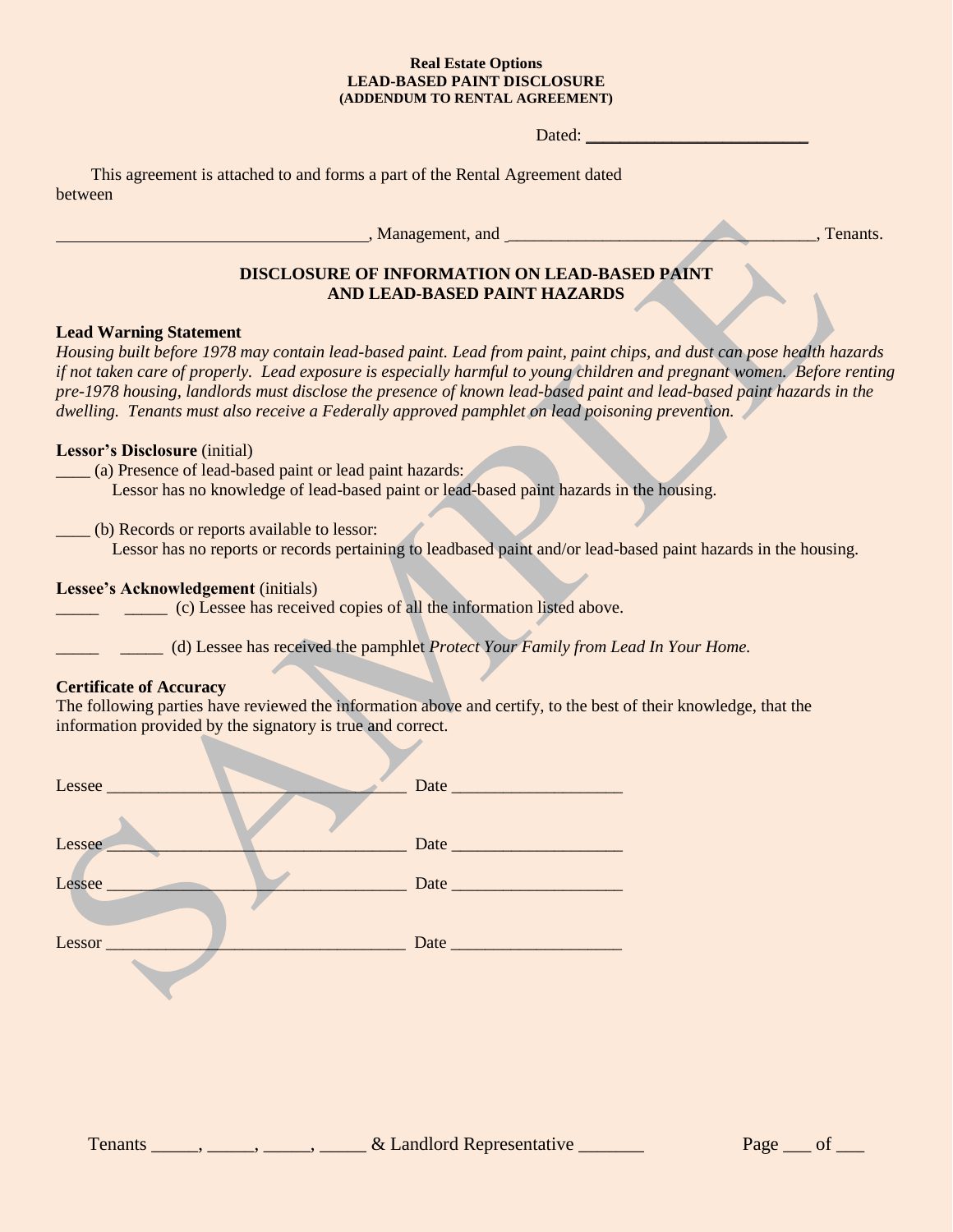**Real Estate Options**
**LEAD-BASED PAINT DISCLOSURE**
**(ADDENDUM TO RENTAL AGREEMENT)**

Dated: ____________________________

This agreement is attached to and forms a part of the Rental Agreement dated between

____________________________________, Management, and ____________________________________, Tenants.

## DISCLOSURE OF INFORMATION ON LEAD-BASED PAINT AND LEAD-BASED PAINT HAZARDS

**Lead Warning Statement**

*Housing built before 1978 may contain lead-based paint. Lead from paint, paint chips, and dust can pose health hazards if not taken care of properly. Lead exposure is especially harmful to young children and pregnant women. Before renting pre-1978 housing, landlords must disclose the presence of known lead-based paint and lead-based paint hazards in the dwelling. Tenants must also receive a Federally approved pamphlet on lead poisoning prevention.*

**Lessor's Disclosure** (initial)

____ (a) Presence of lead-based paint or lead paint hazards:
Lessor has no knowledge of lead-based paint or lead-based paint hazards in the housing.

____ (b) Records or reports available to lessor:
Lessor has no reports or records pertaining to leadbased paint and/or lead-based paint hazards in the housing.

**Lessee's Acknowledgement** (initials)

_____ _____ (c) Lessee has received copies of all the information listed above.

_____ _____ (d) Lessee has received the pamphlet *Protect Your Family from Lead In Your Home.*

**Certificate of Accuracy**

The following parties have reviewed the information above and certify, to the best of their knowledge, that the information provided by the signatory is true and correct.

Lessee __________________________________ Date ____________________

Lessee __________________________________ Date ____________________

Lessee __________________________________ Date ____________________

Lessor __________________________________ Date ____________________

Tenants _____, _____, _____, _____ & Landlord Representative _______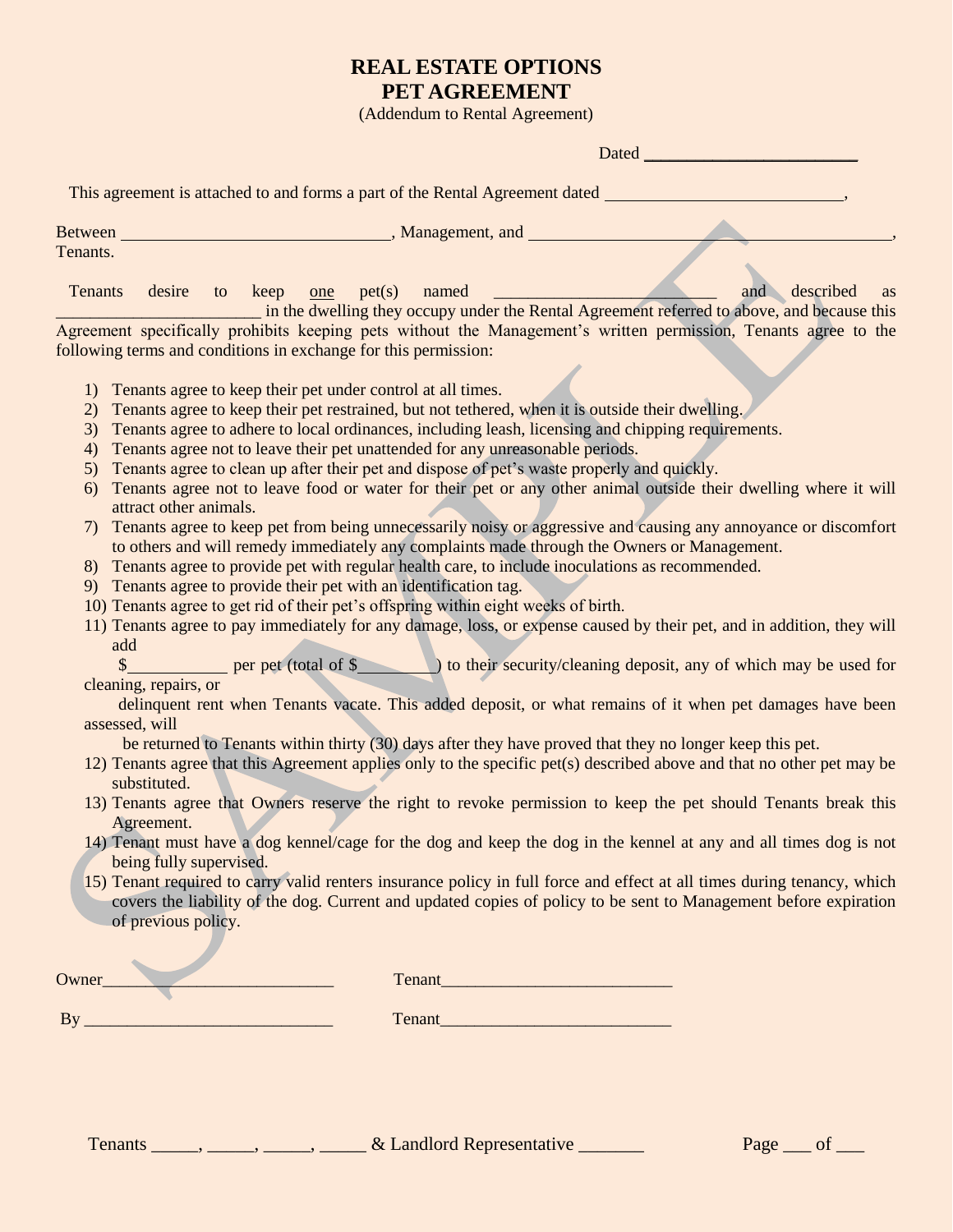# REAL ESTATE OPTIONS
# PET AGREEMENT

(Addendum to Rental Agreement)

Dated ________________________

This agreement is attached to and forms a part of the Rental Agreement dated __________________________,

Between ______________________________, Management, and __________________________________________, Tenants.

Tenants desire to keep one pet(s) named ________________________ and described as ________________________ in the dwelling they occupy under the Rental Agreement referred to above, and because this Agreement specifically prohibits keeping pets without the Management's written permission, Tenants agree to the following terms and conditions in exchange for this permission:

1) Tenants agree to keep their pet under control at all times.
2) Tenants agree to keep their pet restrained, but not tethered, when it is outside their dwelling.
3) Tenants agree to adhere to local ordinances, including leash, licensing and chipping requirements.
4) Tenants agree not to leave their pet unattended for any unreasonable periods.
5) Tenants agree to clean up after their pet and dispose of pet's waste properly and quickly.
6) Tenants agree not to leave food or water for their pet or any other animal outside their dwelling where it will attract other animals.
7) Tenants agree to keep pet from being unnecessarily noisy or aggressive and causing any annoyance or discomfort to others and will remedy immediately any complaints made through the Owners or Management.
8) Tenants agree to provide pet with regular health care, to include inoculations as recommended.
9) Tenants agree to provide their pet with an identification tag.
10) Tenants agree to get rid of their pet's offspring within eight weeks of birth.
11) Tenants agree to pay immediately for any damage, loss, or expense caused by their pet, and in addition, they will add $___________ per pet (total of $_________) to their security/cleaning deposit, any of which may be used for cleaning, repairs, or delinquent rent when Tenants vacate. This added deposit, or what remains of it when pet damages have been assessed, will be returned to Tenants within thirty (30) days after they have proved that they no longer keep this pet.
12) Tenants agree that this Agreement applies only to the specific pet(s) described above and that no other pet may be substituted.
13) Tenants agree that Owners reserve the right to revoke permission to keep the pet should Tenants break this Agreement.
14) Tenant must have a dog kennel/cage for the dog and keep the dog in the kennel at any and all times dog is not being fully supervised.
15) Tenant required to carry valid renters insurance policy in full force and effect at all times during tenancy, which covers the liability of the dog. Current and updated copies of policy to be sent to Management before expiration of previous policy.

Owner___________________________ Tenant__________________________

By _____________________________ Tenant__________________________

Tenants _____, _____, _____, _____ & Landlord Representative _______